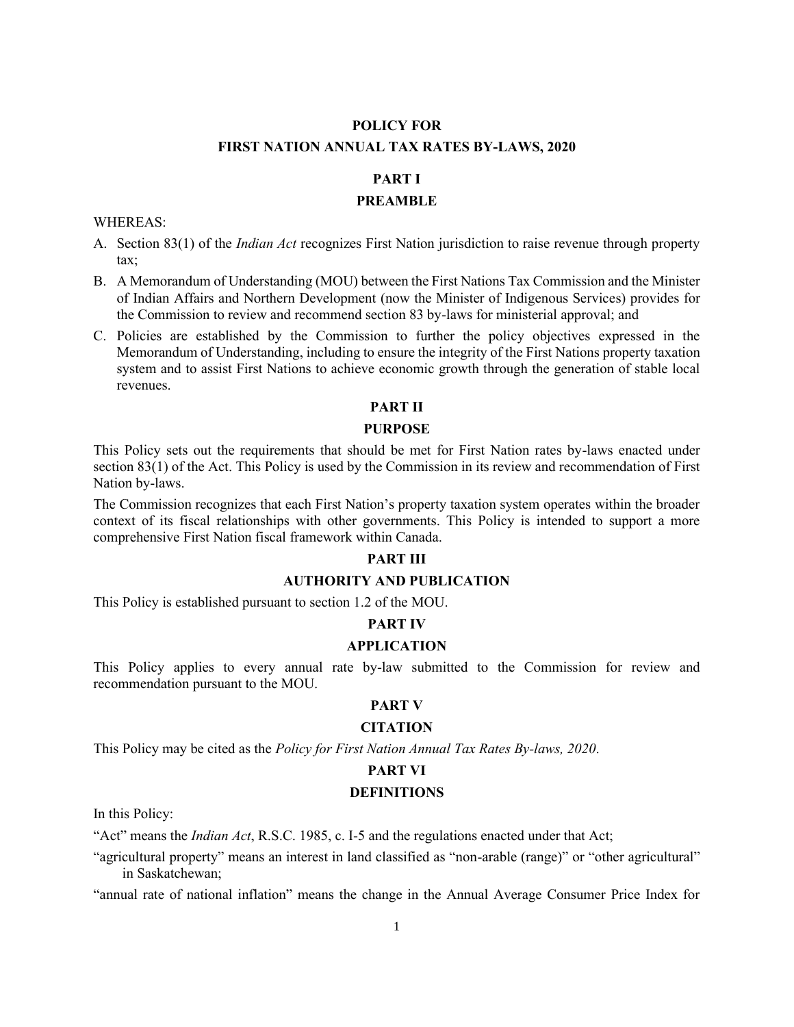# POLICY FOR
# FIRST NATION ANNUAL TAX RATES BY-LAWS, 2020

## PART I
## PREAMBLE

WHEREAS:

A. Section 83(1) of the *Indian Act* recognizes First Nation jurisdiction to raise revenue through property tax;

B. A Memorandum of Understanding (MOU) between the First Nations Tax Commission and the Minister of Indian Affairs and Northern Development (now the Minister of Indigenous Services) provides for the Commission to review and recommend section 83 by-laws for ministerial approval; and

C. Policies are established by the Commission to further the policy objectives expressed in the Memorandum of Understanding, including to ensure the integrity of the First Nations property taxation system and to assist First Nations to achieve economic growth through the generation of stable local revenues.

## PART II
## PURPOSE

This Policy sets out the requirements that should be met for First Nation rates by-laws enacted under section 83(1) of the Act. This Policy is used by the Commission in its review and recommendation of First Nation by-laws.

The Commission recognizes that each First Nation's property taxation system operates within the broader context of its fiscal relationships with other governments. This Policy is intended to support a more comprehensive First Nation fiscal framework within Canada.

## PART III
## AUTHORITY AND PUBLICATION

This Policy is established pursuant to section 1.2 of the MOU.

## PART IV
## APPLICATION

This Policy applies to every annual rate by-law submitted to the Commission for review and recommendation pursuant to the MOU.

## PART V
## CITATION

This Policy may be cited as the *Policy for First Nation Annual Tax Rates By-laws, 2020*.

## PART VI
## DEFINITIONS

In this Policy:

"Act" means the *Indian Act*, R.S.C. 1985, c. I-5 and the regulations enacted under that Act;

"agricultural property" means an interest in land classified as "non-arable (range)" or "other agricultural" in Saskatchewan;

"annual rate of national inflation" means the change in the Annual Average Consumer Price Index for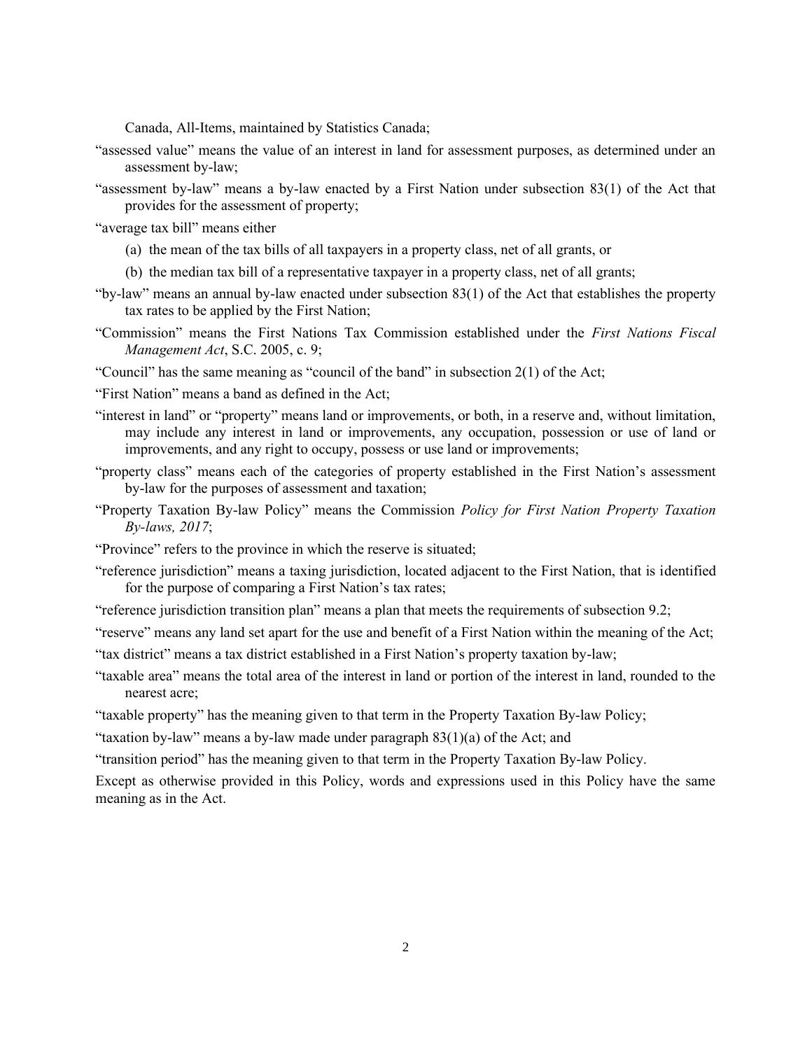Canada, All-Items, maintained by Statistics Canada;

"assessed value" means the value of an interest in land for assessment purposes, as determined under an assessment by-law;

"assessment by-law" means a by-law enacted by a First Nation under subsection 83(1) of the Act that provides for the assessment of property;

"average tax bill" means either

(a) the mean of the tax bills of all taxpayers in a property class, net of all grants, or

(b) the median tax bill of a representative taxpayer in a property class, net of all grants;

"by-law" means an annual by-law enacted under subsection 83(1) of the Act that establishes the property tax rates to be applied by the First Nation;

"Commission" means the First Nations Tax Commission established under the *First Nations Fiscal Management Act*, S.C. 2005, c. 9;

"Council" has the same meaning as "council of the band" in subsection 2(1) of the Act;

"First Nation" means a band as defined in the Act;

"interest in land" or "property" means land or improvements, or both, in a reserve and, without limitation, may include any interest in land or improvements, any occupation, possession or use of land or improvements, and any right to occupy, possess or use land or improvements;

"property class" means each of the categories of property established in the First Nation's assessment by-law for the purposes of assessment and taxation;

"Property Taxation By-law Policy" means the Commission *Policy for First Nation Property Taxation By-laws, 2017*;

"Province" refers to the province in which the reserve is situated;

"reference jurisdiction" means a taxing jurisdiction, located adjacent to the First Nation, that is identified for the purpose of comparing a First Nation's tax rates;

"reference jurisdiction transition plan" means a plan that meets the requirements of subsection 9.2;

"reserve" means any land set apart for the use and benefit of a First Nation within the meaning of the Act;

"tax district" means a tax district established in a First Nation's property taxation by-law;

"taxable area" means the total area of the interest in land or portion of the interest in land, rounded to the nearest acre;

"taxable property" has the meaning given to that term in the Property Taxation By-law Policy;

"taxation by-law" means a by-law made under paragraph 83(1)(a) of the Act; and

"transition period" has the meaning given to that term in the Property Taxation By-law Policy.

Except as otherwise provided in this Policy, words and expressions used in this Policy have the same meaning as in the Act.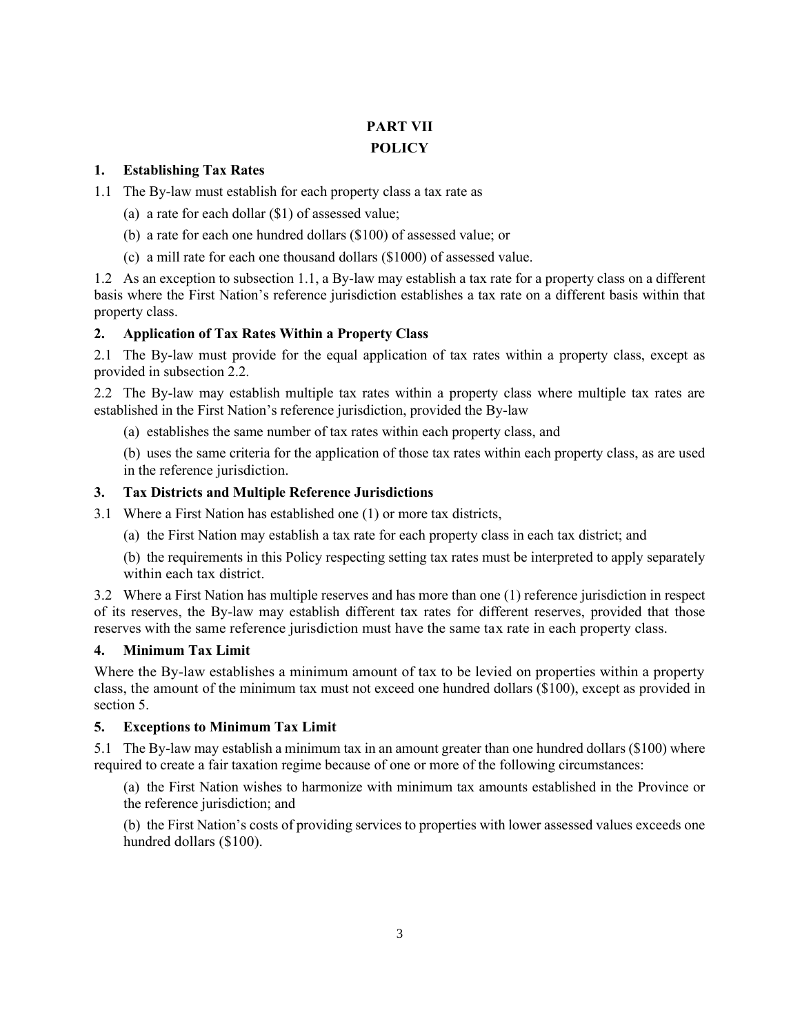# PART VII

# POLICY

### 1. Establishing Tax Rates

1.1 The By-law must establish for each property class a tax rate as

(a) a rate for each dollar ($1) of assessed value;

(b) a rate for each one hundred dollars ($100) of assessed value; or

(c) a mill rate for each one thousand dollars ($1000) of assessed value.

1.2 As an exception to subsection 1.1, a By-law may establish a tax rate for a property class on a different basis where the First Nation's reference jurisdiction establishes a tax rate on a different basis within that property class.

### 2. Application of Tax Rates Within a Property Class

2.1 The By-law must provide for the equal application of tax rates within a property class, except as provided in subsection 2.2.

2.2 The By-law may establish multiple tax rates within a property class where multiple tax rates are established in the First Nation's reference jurisdiction, provided the By-law

(a) establishes the same number of tax rates within each property class, and

(b) uses the same criteria for the application of those tax rates within each property class, as are used in the reference jurisdiction.

### 3. Tax Districts and Multiple Reference Jurisdictions

3.1 Where a First Nation has established one (1) or more tax districts,

(a) the First Nation may establish a tax rate for each property class in each tax district; and

(b) the requirements in this Policy respecting setting tax rates must be interpreted to apply separately within each tax district.

3.2 Where a First Nation has multiple reserves and has more than one (1) reference jurisdiction in respect of its reserves, the By-law may establish different tax rates for different reserves, provided that those reserves with the same reference jurisdiction must have the same tax rate in each property class.

### 4. Minimum Tax Limit

Where the By-law establishes a minimum amount of tax to be levied on properties within a property class, the amount of the minimum tax must not exceed one hundred dollars ($100), except as provided in section 5.

### 5. Exceptions to Minimum Tax Limit

5.1 The By-law may establish a minimum tax in an amount greater than one hundred dollars ($100) where required to create a fair taxation regime because of one or more of the following circumstances:

(a) the First Nation wishes to harmonize with minimum tax amounts established in the Province or the reference jurisdiction; and

(b) the First Nation's costs of providing services to properties with lower assessed values exceeds one hundred dollars ($100).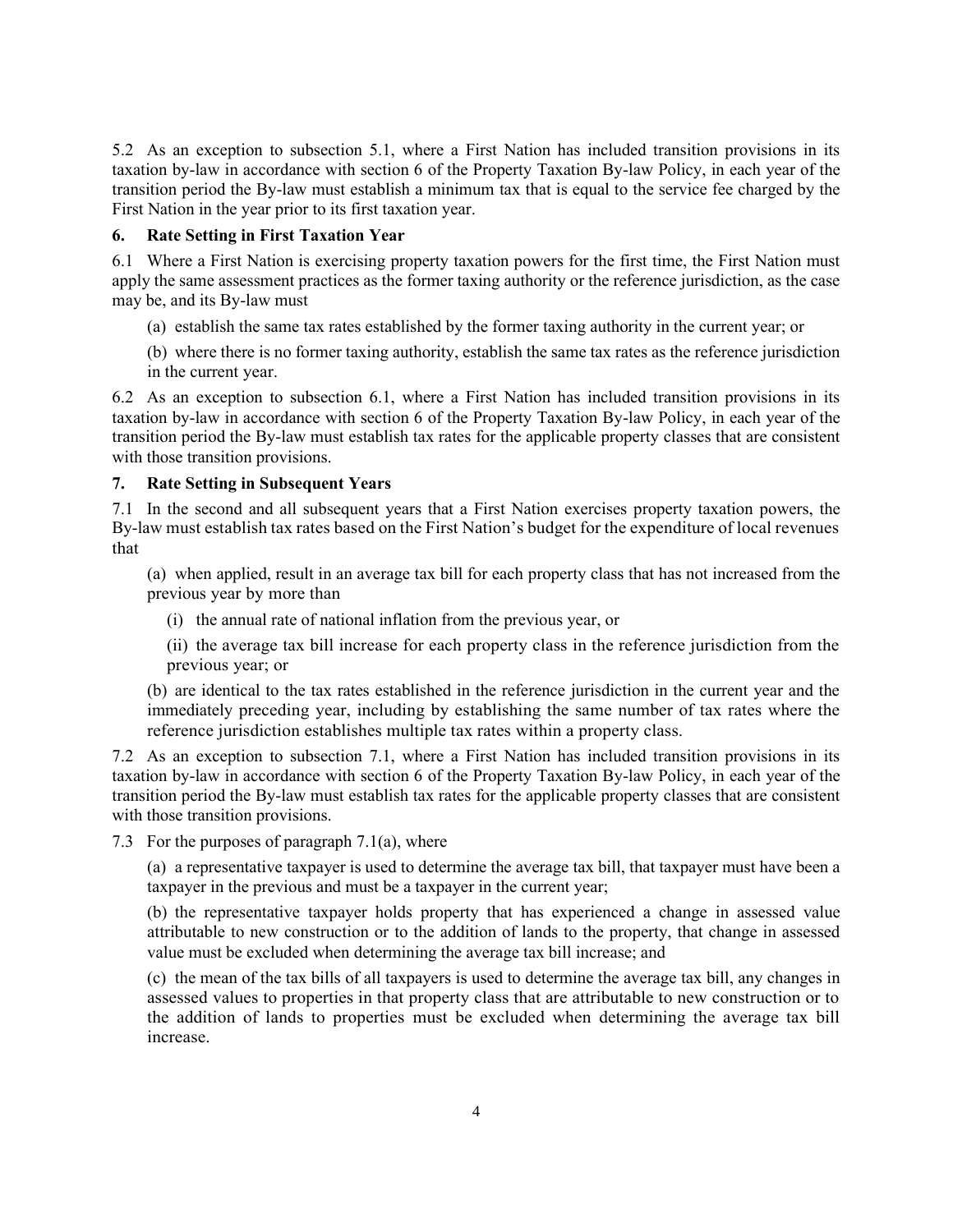5.2 As an exception to subsection 5.1, where a First Nation has included transition provisions in its taxation by-law in accordance with section 6 of the Property Taxation By-law Policy, in each year of the transition period the By-law must establish a minimum tax that is equal to the service fee charged by the First Nation in the year prior to its first taxation year.

## 6. Rate Setting in First Taxation Year

6.1 Where a First Nation is exercising property taxation powers for the first time, the First Nation must apply the same assessment practices as the former taxing authority or the reference jurisdiction, as the case may be, and its By-law must

(a) establish the same tax rates established by the former taxing authority in the current year; or

(b) where there is no former taxing authority, establish the same tax rates as the reference jurisdiction in the current year.

6.2 As an exception to subsection 6.1, where a First Nation has included transition provisions in its taxation by-law in accordance with section 6 of the Property Taxation By-law Policy, in each year of the transition period the By-law must establish tax rates for the applicable property classes that are consistent with those transition provisions.

## 7. Rate Setting in Subsequent Years

7.1 In the second and all subsequent years that a First Nation exercises property taxation powers, the By-law must establish tax rates based on the First Nation's budget for the expenditure of local revenues that

(a) when applied, result in an average tax bill for each property class that has not increased from the previous year by more than

(i) the annual rate of national inflation from the previous year, or

(ii) the average tax bill increase for each property class in the reference jurisdiction from the previous year; or

(b) are identical to the tax rates established in the reference jurisdiction in the current year and the immediately preceding year, including by establishing the same number of tax rates where the reference jurisdiction establishes multiple tax rates within a property class.

7.2 As an exception to subsection 7.1, where a First Nation has included transition provisions in its taxation by-law in accordance with section 6 of the Property Taxation By-law Policy, in each year of the transition period the By-law must establish tax rates for the applicable property classes that are consistent with those transition provisions.

7.3 For the purposes of paragraph 7.1(a), where

(a) a representative taxpayer is used to determine the average tax bill, that taxpayer must have been a taxpayer in the previous and must be a taxpayer in the current year;

(b) the representative taxpayer holds property that has experienced a change in assessed value attributable to new construction or to the addition of lands to the property, that change in assessed value must be excluded when determining the average tax bill increase; and

(c) the mean of the tax bills of all taxpayers is used to determine the average tax bill, any changes in assessed values to properties in that property class that are attributable to new construction or to the addition of lands to properties must be excluded when determining the average tax bill increase.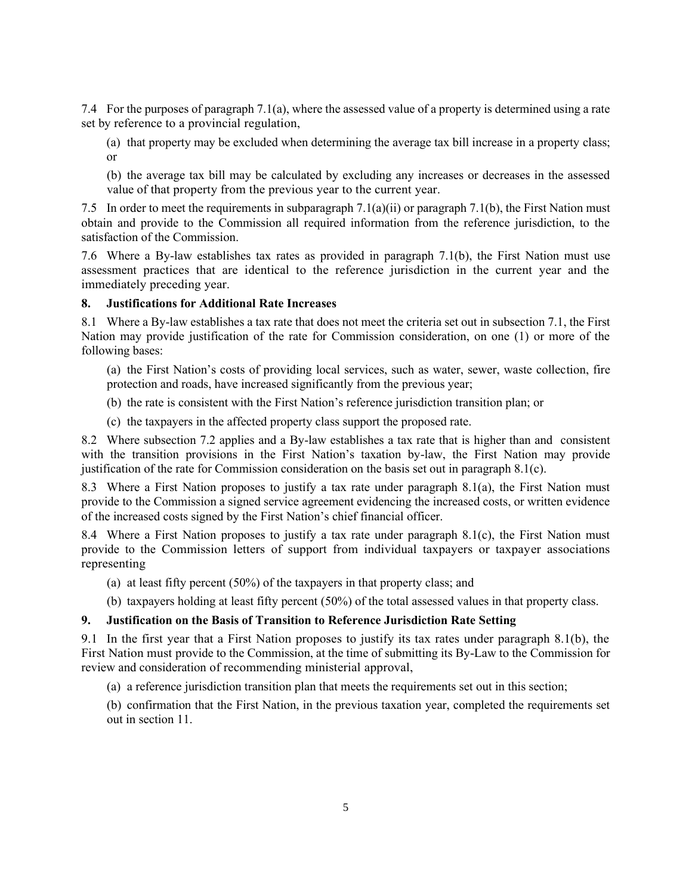7.4 For the purposes of paragraph 7.1(a), where the assessed value of a property is determined using a rate set by reference to a provincial regulation,

(a) that property may be excluded when determining the average tax bill increase in a property class; or

(b) the average tax bill may be calculated by excluding any increases or decreases in the assessed value of that property from the previous year to the current year.

7.5 In order to meet the requirements in subparagraph 7.1(a)(ii) or paragraph 7.1(b), the First Nation must obtain and provide to the Commission all required information from the reference jurisdiction, to the satisfaction of the Commission.

7.6 Where a By-law establishes tax rates as provided in paragraph 7.1(b), the First Nation must use assessment practices that are identical to the reference jurisdiction in the current year and the immediately preceding year.

**8. Justifications for Additional Rate Increases**

8.1 Where a By-law establishes a tax rate that does not meet the criteria set out in subsection 7.1, the First Nation may provide justification of the rate for Commission consideration, on one (1) or more of the following bases:

(a) the First Nation's costs of providing local services, such as water, sewer, waste collection, fire protection and roads, have increased significantly from the previous year;

(b) the rate is consistent with the First Nation's reference jurisdiction transition plan; or

(c) the taxpayers in the affected property class support the proposed rate.

8.2 Where subsection 7.2 applies and a By-law establishes a tax rate that is higher than and consistent with the transition provisions in the First Nation's taxation by-law, the First Nation may provide justification of the rate for Commission consideration on the basis set out in paragraph 8.1(c).

8.3 Where a First Nation proposes to justify a tax rate under paragraph 8.1(a), the First Nation must provide to the Commission a signed service agreement evidencing the increased costs, or written evidence of the increased costs signed by the First Nation's chief financial officer.

8.4 Where a First Nation proposes to justify a tax rate under paragraph 8.1(c), the First Nation must provide to the Commission letters of support from individual taxpayers or taxpayer associations representing

(a) at least fifty percent (50%) of the taxpayers in that property class; and

(b) taxpayers holding at least fifty percent (50%) of the total assessed values in that property class.

**9. Justification on the Basis of Transition to Reference Jurisdiction Rate Setting**

9.1 In the first year that a First Nation proposes to justify its tax rates under paragraph 8.1(b), the First Nation must provide to the Commission, at the time of submitting its By-Law to the Commission for review and consideration of recommending ministerial approval,

(a) a reference jurisdiction transition plan that meets the requirements set out in this section;

(b) confirmation that the First Nation, in the previous taxation year, completed the requirements set out in section 11.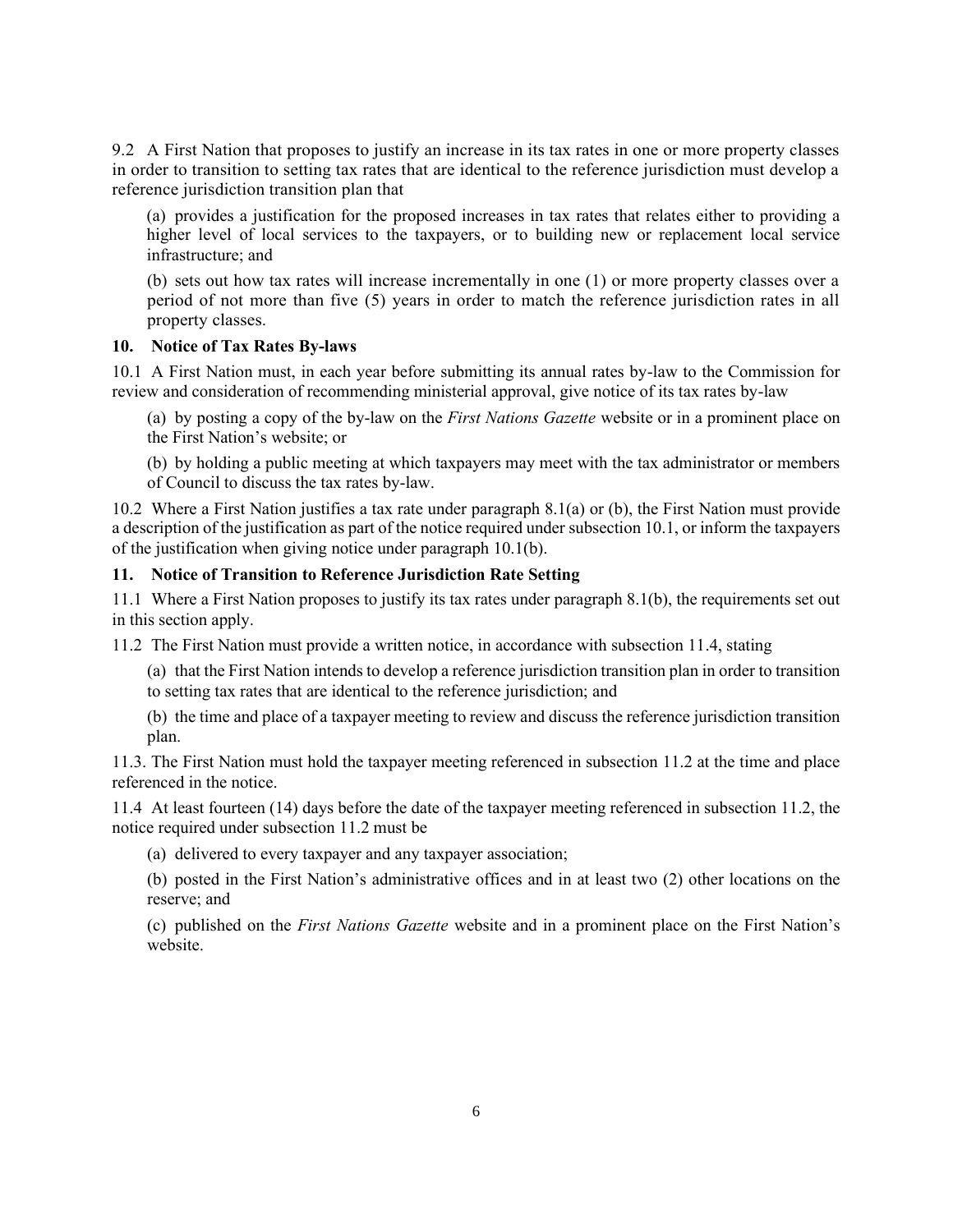9.2 A First Nation that proposes to justify an increase in its tax rates in one or more property classes in order to transition to setting tax rates that are identical to the reference jurisdiction must develop a reference jurisdiction transition plan that

(a) provides a justification for the proposed increases in tax rates that relates either to providing a higher level of local services to the taxpayers, or to building new or replacement local service infrastructure; and

(b) sets out how tax rates will increase incrementally in one (1) or more property classes over a period of not more than five (5) years in order to match the reference jurisdiction rates in all property classes.

## 10. Notice of Tax Rates By-laws

10.1 A First Nation must, in each year before submitting its annual rates by-law to the Commission for review and consideration of recommending ministerial approval, give notice of its tax rates by-law

(a) by posting a copy of the by-law on the *First Nations Gazette* website or in a prominent place on the First Nation's website; or

(b) by holding a public meeting at which taxpayers may meet with the tax administrator or members of Council to discuss the tax rates by-law.

10.2 Where a First Nation justifies a tax rate under paragraph 8.1(a) or (b), the First Nation must provide a description of the justification as part of the notice required under subsection 10.1, or inform the taxpayers of the justification when giving notice under paragraph 10.1(b).

## 11. Notice of Transition to Reference Jurisdiction Rate Setting

11.1 Where a First Nation proposes to justify its tax rates under paragraph 8.1(b), the requirements set out in this section apply.

11.2 The First Nation must provide a written notice, in accordance with subsection 11.4, stating

(a) that the First Nation intends to develop a reference jurisdiction transition plan in order to transition to setting tax rates that are identical to the reference jurisdiction; and

(b) the time and place of a taxpayer meeting to review and discuss the reference jurisdiction transition plan.

11.3. The First Nation must hold the taxpayer meeting referenced in subsection 11.2 at the time and place referenced in the notice.

11.4 At least fourteen (14) days before the date of the taxpayer meeting referenced in subsection 11.2, the notice required under subsection 11.2 must be

(a) delivered to every taxpayer and any taxpayer association;

(b) posted in the First Nation's administrative offices and in at least two (2) other locations on the reserve; and

(c) published on the *First Nations Gazette* website and in a prominent place on the First Nation's website.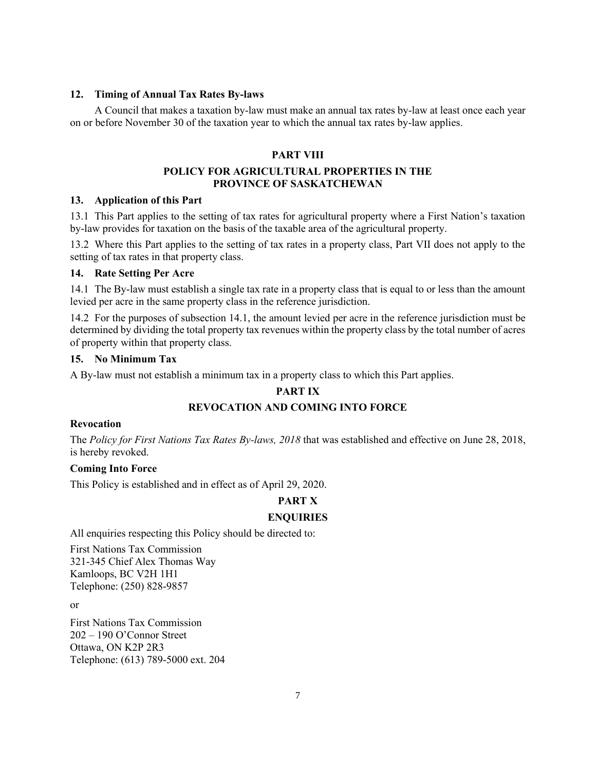### 12. Timing of Annual Tax Rates By-laws

A Council that makes a taxation by-law must make an annual tax rates by-law at least once each year on or before November 30 of the taxation year to which the annual tax rates by-law applies.

## PART VIII

## POLICY FOR AGRICULTURAL PROPERTIES IN THE PROVINCE OF SASKATCHEWAN

### 13. Application of this Part

13.1 This Part applies to the setting of tax rates for agricultural property where a First Nation's taxation by-law provides for taxation on the basis of the taxable area of the agricultural property.

13.2 Where this Part applies to the setting of tax rates in a property class, Part VII does not apply to the setting of tax rates in that property class.

### 14. Rate Setting Per Acre

14.1 The By-law must establish a single tax rate in a property class that is equal to or less than the amount levied per acre in the same property class in the reference jurisdiction.

14.2 For the purposes of subsection 14.1, the amount levied per acre in the reference jurisdiction must be determined by dividing the total property tax revenues within the property class by the total number of acres of property within that property class.

### 15. No Minimum Tax

A By-law must not establish a minimum tax in a property class to which this Part applies.

## PART IX

## REVOCATION AND COMING INTO FORCE

### Revocation

The *Policy for First Nations Tax Rates By-laws, 2018* that was established and effective on June 28, 2018, is hereby revoked.

### Coming Into Force

This Policy is established and in effect as of April 29, 2020.

## PART X

## ENQUIRIES

All enquiries respecting this Policy should be directed to:

First Nations Tax Commission
321-345 Chief Alex Thomas Way
Kamloops, BC V2H 1H1
Telephone: (250) 828-9857

or

First Nations Tax Commission
202 – 190 O'Connor Street
Ottawa, ON K2P 2R3
Telephone: (613) 789-5000 ext. 204